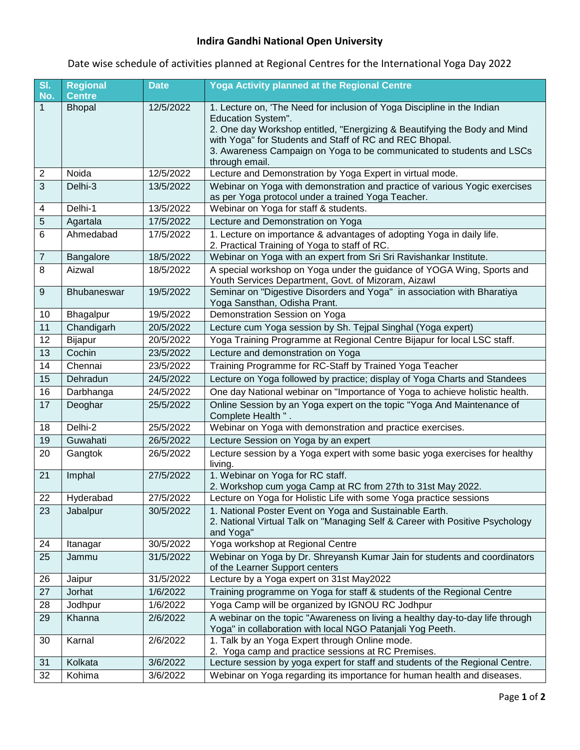# Indira Gandhi National Open University

Date wise schedule of activities planned at Regional Centres for the International Yoga Day 2022

| Sl. No. | Regional Centre | Date | Yoga Activity planned at the Regional Centre |
|---|---|---|---|
| 1 | Bhopal | 12/5/2022 | 1. Lecture on, 'The Need for inclusion of Yoga Discipline in the Indian Education System".<br>2. One day Workshop entitled, "Energizing & Beautifying the Body and Mind with Yoga" for Students and Staff of RC and REC Bhopal.<br>3. Awareness Campaign on Yoga to be communicated to students and LSCs through email. |
| 2 | Noida | 12/5/2022 | Lecture and Demonstration by Yoga Expert in virtual mode. |
| 3 | Delhi-3 | 13/5/2022 | Webinar on Yoga with demonstration and practice of various Yogic exercises as per Yoga protocol under a trained Yoga Teacher. |
| 4 | Delhi-1 | 13/5/2022 | Webinar on Yoga for staff & students. |
| 5 | Agartala | 17/5/2022 | Lecture and Demonstration on Yoga |
| 6 | Ahmedabad | 17/5/2022 | 1. Lecture on importance & advantages of adopting Yoga in daily life.<br>2. Practical Training of Yoga to staff of RC. |
| 7 | Bangalore | 18/5/2022 | Webinar on Yoga with an expert from Sri Sri Ravishankar Institute. |
| 8 | Aizwal | 18/5/2022 | A special workshop on Yoga under the guidance of YOGA Wing, Sports and Youth Services Department, Govt. of Mizoram, Aizawl |
| 9 | Bhubaneswar | 19/5/2022 | Seminar on "Digestive Disorders and Yoga" in association with Bharatiya Yoga Sansthan, Odisha Prant. |
| 10 | Bhagalpur | 19/5/2022 | Demonstration Session on Yoga |
| 11 | Chandigarh | 20/5/2022 | Lecture cum Yoga session by Sh. Tejpal Singhal (Yoga expert) |
| 12 | Bijapur | 20/5/2022 | Yoga Training Programme at Regional Centre Bijapur for local LSC staff. |
| 13 | Cochin | 23/5/2022 | Lecture and demonstration on Yoga |
| 14 | Chennai | 23/5/2022 | Training Programme for RC-Staff by Trained Yoga Teacher |
| 15 | Dehradun | 24/5/2022 | Lecture on Yoga followed by practice; display of Yoga Charts and Standees |
| 16 | Darbhanga | 24/5/2022 | One day National webinar on "Importance of Yoga to achieve holistic health. |
| 17 | Deoghar | 25/5/2022 | Online Session by an Yoga expert on the topic "Yoga And Maintenance of Complete Health " . |
| 18 | Delhi-2 | 25/5/2022 | Webinar on Yoga with demonstration and practice exercises. |
| 19 | Guwahati | 26/5/2022 | Lecture Session on Yoga by an expert |
| 20 | Gangtok | 26/5/2022 | Lecture session by a Yoga expert with some basic yoga exercises for healthy living. |
| 21 | Imphal | 27/5/2022 | 1. Webinar on Yoga for RC staff.<br>2. Workshop cum yoga Camp at RC from 27th to 31st May 2022. |
| 22 | Hyderabad | 27/5/2022 | Lecture on Yoga for Holistic Life with some Yoga practice sessions |
| 23 | Jabalpur | 30/5/2022 | 1. National Poster Event on Yoga and Sustainable Earth.<br>2. National Virtual Talk on "Managing Self & Career with Positive Psychology and Yoga" |
| 24 | Itanagar | 30/5/2022 | Yoga workshop at Regional Centre |
| 25 | Jammu | 31/5/2022 | Webinar on Yoga by Dr. Shreyansh Kumar Jain for students and coordinators of the Learner Support centers |
| 26 | Jaipur | 31/5/2022 | Lecture by a Yoga expert on 31st May2022 |
| 27 | Jorhat | 1/6/2022 | Training programme on Yoga for staff & students of the Regional Centre |
| 28 | Jodhpur | 1/6/2022 | Yoga Camp will be organized by IGNOU RC Jodhpur |
| 29 | Khanna | 2/6/2022 | A webinar on the topic "Awareness on living a healthy day-to-day life through Yoga" in collaboration with local NGO Patanjali Yog Peeth. |
| 30 | Karnal | 2/6/2022 | 1. Talk by an Yoga Expert through Online mode.<br>2. Yoga camp and practice sessions at RC Premises. |
| 31 | Kolkata | 3/6/2022 | Lecture session by yoga expert for staff and students of the Regional Centre. |
| 32 | Kohima | 3/6/2022 | Webinar on Yoga regarding its importance for human health and diseases. |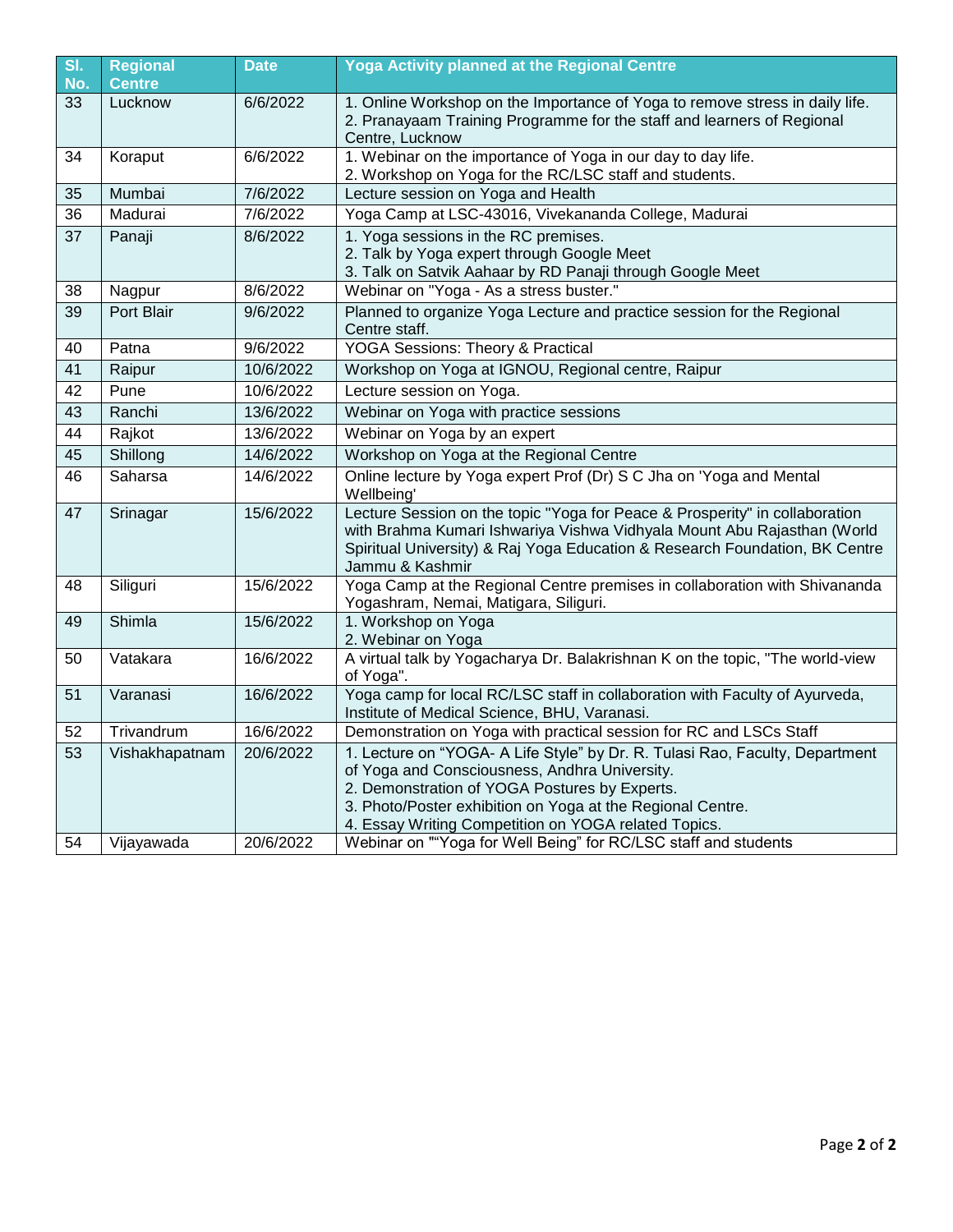| Sl. No. | Regional Centre | Date | Yoga Activity planned at the Regional Centre |
|---|---|---|---|
| 33 | Lucknow | 6/6/2022 | 1. Online Workshop on the Importance of Yoga to remove stress in daily life.<br>2. Pranayaam Training Programme for the staff and learners of Regional Centre, Lucknow |
| 34 | Koraput | 6/6/2022 | 1. Webinar on the importance of Yoga in our day to day life.<br>2. Workshop on Yoga for the RC/LSC staff and students. |
| 35 | Mumbai | 7/6/2022 | Lecture session on Yoga and Health |
| 36 | Madurai | 7/6/2022 | Yoga Camp at LSC-43016, Vivekananda College, Madurai |
| 37 | Panaji | 8/6/2022 | 1. Yoga sessions in the RC premises.<br>2. Talk by Yoga expert through Google Meet<br>3. Talk on Satvik Aahaar by RD Panaji through Google Meet |
| 38 | Nagpur | 8/6/2022 | Webinar on "Yoga - As a stress buster." |
| 39 | Port Blair | 9/6/2022 | Planned to organize Yoga Lecture and practice session for the Regional Centre staff. |
| 40 | Patna | 9/6/2022 | YOGA Sessions: Theory & Practical |
| 41 | Raipur | 10/6/2022 | Workshop on Yoga at IGNOU, Regional centre, Raipur |
| 42 | Pune | 10/6/2022 | Lecture session on Yoga. |
| 43 | Ranchi | 13/6/2022 | Webinar on Yoga with practice sessions |
| 44 | Rajkot | 13/6/2022 | Webinar on Yoga by an expert |
| 45 | Shillong | 14/6/2022 | Workshop on Yoga at the Regional Centre |
| 46 | Saharsa | 14/6/2022 | Online lecture by Yoga expert Prof (Dr) S C Jha on 'Yoga and Mental Wellbeing' |
| 47 | Srinagar | 15/6/2022 | Lecture Session on the topic "Yoga for Peace & Prosperity" in collaboration with Brahma Kumari Ishwariya Vishwa Vidhyala Mount Abu Rajasthan (World Spiritual University) & Raj Yoga Education & Research Foundation, BK Centre Jammu & Kashmir |
| 48 | Siliguri | 15/6/2022 | Yoga Camp at the Regional Centre premises in collaboration with Shivananda Yogashram, Nemai, Matigara, Siliguri. |
| 49 | Shimla | 15/6/2022 | 1. Workshop on Yoga<br>2. Webinar on Yoga |
| 50 | Vatakara | 16/6/2022 | A virtual talk by Yogacharya Dr. Balakrishnan K on the topic, "The world-view of Yoga". |
| 51 | Varanasi | 16/6/2022 | Yoga camp for local RC/LSC staff in collaboration with Faculty of Ayurveda, Institute of Medical Science, BHU, Varanasi. |
| 52 | Trivandrum | 16/6/2022 | Demonstration on Yoga with practical session for RC and LSCs Staff |
| 53 | Vishakhapatnam | 20/6/2022 | 1. Lecture on "YOGA- A Life Style" by Dr. R. Tulasi Rao, Faculty, Department of Yoga and Consciousness, Andhra University.<br>2. Demonstration of YOGA Postures by Experts.<br>3. Photo/Poster exhibition on Yoga at the Regional Centre.<br>4. Essay Writing Competition on YOGA related Topics. |
| 54 | Vijayawada | 20/6/2022 | Webinar on ""Yoga for Well Being" for RC/LSC staff and students |